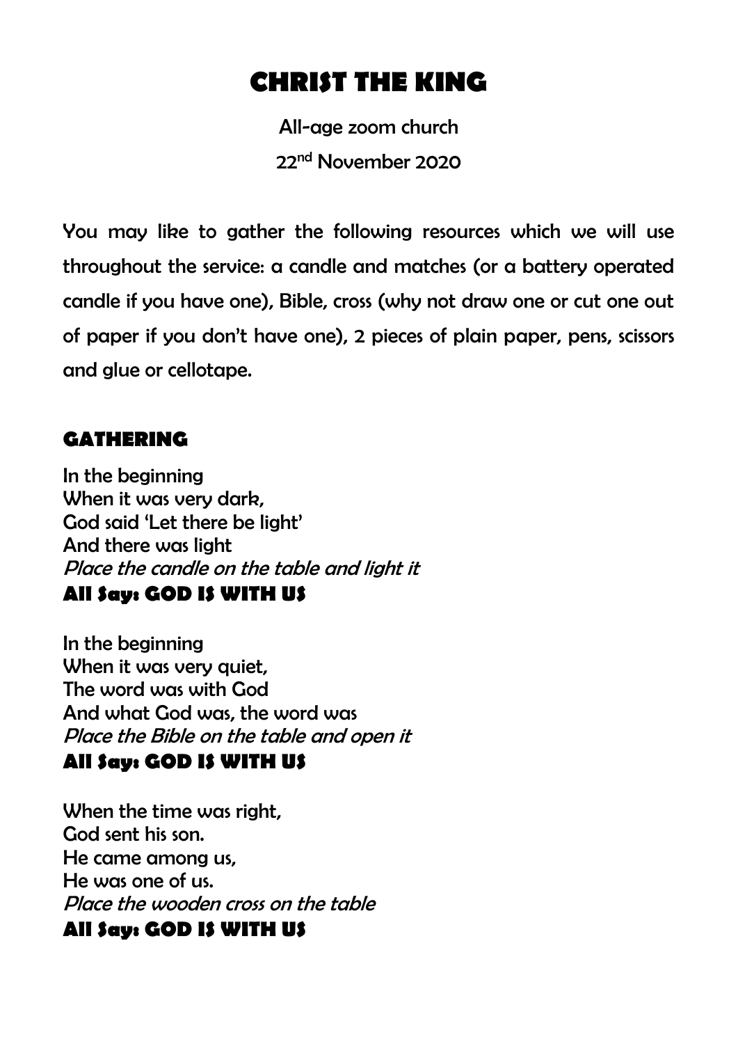# CHRIST THE KING

All-age zoom church

22nd November 2020

You may like to gather the following resources which we will use throughout the service: a candle and matches (or a battery operated candle if you have one), Bible, cross (why not draw one or cut one out of paper if you don't have one), 2 pieces of plain paper, pens, scissors and glue or cellotape.

## GATHERING

In the beginning
When it was very dark,
God said 'Let there be light'
And there was light
*Place the candle on the table and light it*
**All Say: GOD IS WITH US**

In the beginning
When it was very quiet,
The word was with God
And what God was, the word was
*Place the Bible on the table and open it*
**All Say: GOD IS WITH US**

When the time was right,
God sent his son.
He came among us,
He was one of us.
*Place the wooden cross on the table*
**All Say: GOD IS WITH US**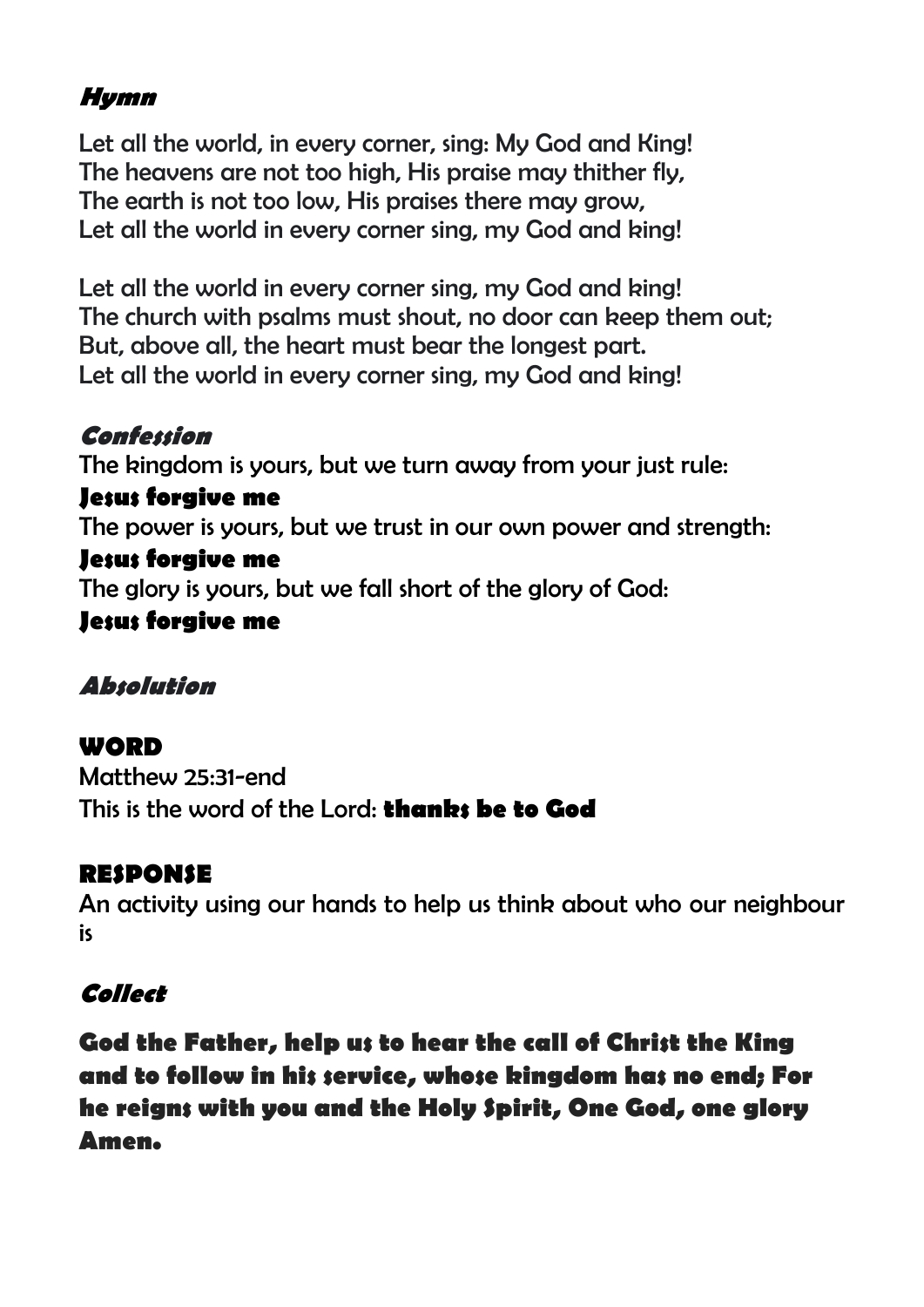### *Hymn*

Let all the world, in every corner, sing: My God and King!
The heavens are not too high, His praise may thither fly,
The earth is not too low, His praises there may grow,
Let all the world in every corner sing, my God and king!

Let all the world in every corner sing, my God and king!
The church with psalms must shout, no door can keep them out;
But, above all, the heart must bear the longest part.
Let all the world in every corner sing, my God and king!

### *Confession*

The kingdom is yours, but we turn away from your just rule:
**Jesus forgive me**
The power is yours, but we trust in our own power and strength:
**Jesus forgive me**
The glory is yours, but we fall short of the glory of God:
**Jesus forgive me**

### *Absolution*

## WORD

Matthew 25:31-end
This is the word of the Lord: **thanks be to God**

## RESPONSE

An activity using our hands to help us think about who our neighbour is

### *Collect*

**God the Father, help us to hear the call of Christ the King and to follow in his service, whose kingdom has no end; For he reigns with you and the Holy Spirit, One God, one glory Amen.**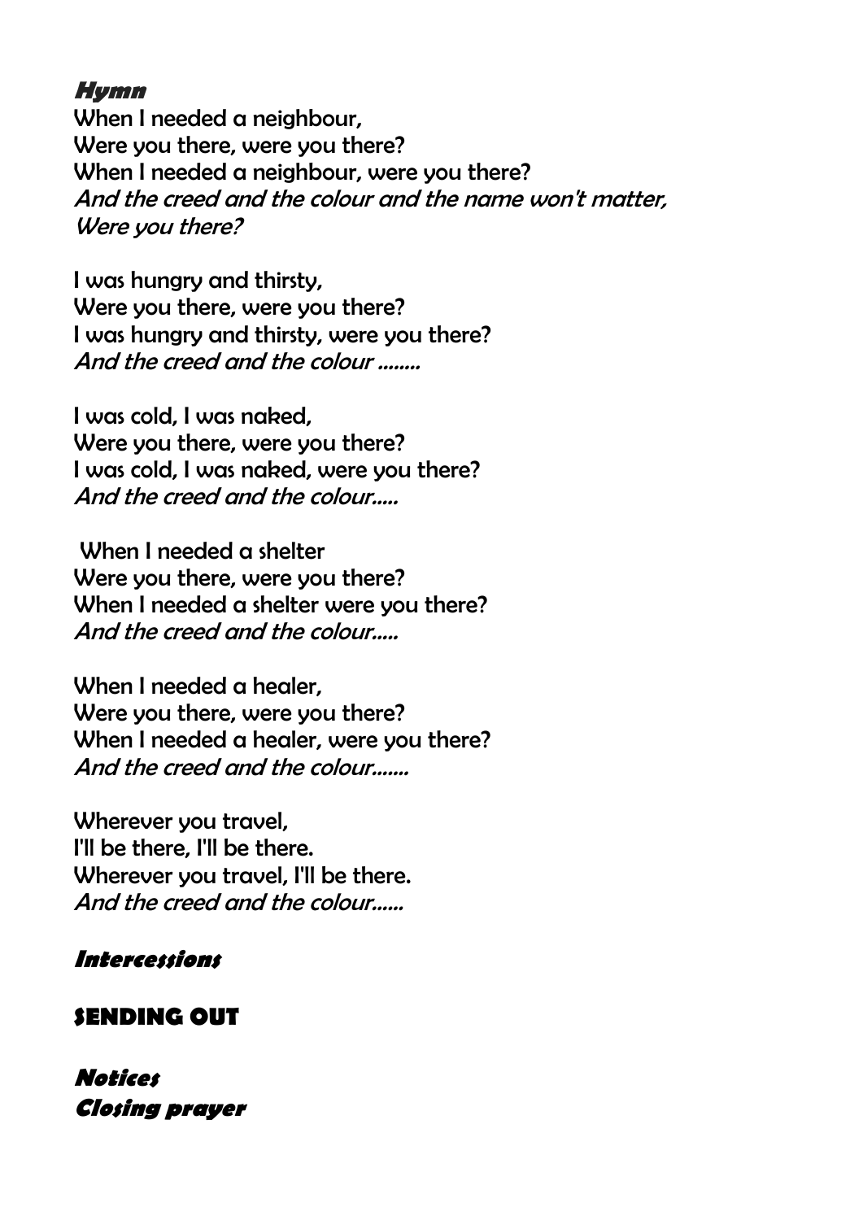***Hymn***

When I needed a neighbour,
Were you there, were you there?
When I needed a neighbour, were you there?
*And the creed and the colour and the name won't matter,*
*Were you there?*

I was hungry and thirsty,
Were you there, were you there?
I was hungry and thirsty, were you there?
*And the creed and the colour ........*

I was cold, I was naked,
Were you there, were you there?
I was cold, I was naked, were you there?
*And the creed and the colour.....*

When I needed a shelter
Were you there, were you there?
When I needed a shelter were you there?
*And the creed and the colour.....*

When I needed a healer,
Were you there, were you there?
When I needed a healer, were you there?
*And the creed and the colour.......*

Wherever you travel,
I'll be there, I'll be there.
Wherever you travel, I'll be there.
*And the creed and the colour......*

***Intercessions***

**SENDING OUT**

***Notices***
***Closing prayer***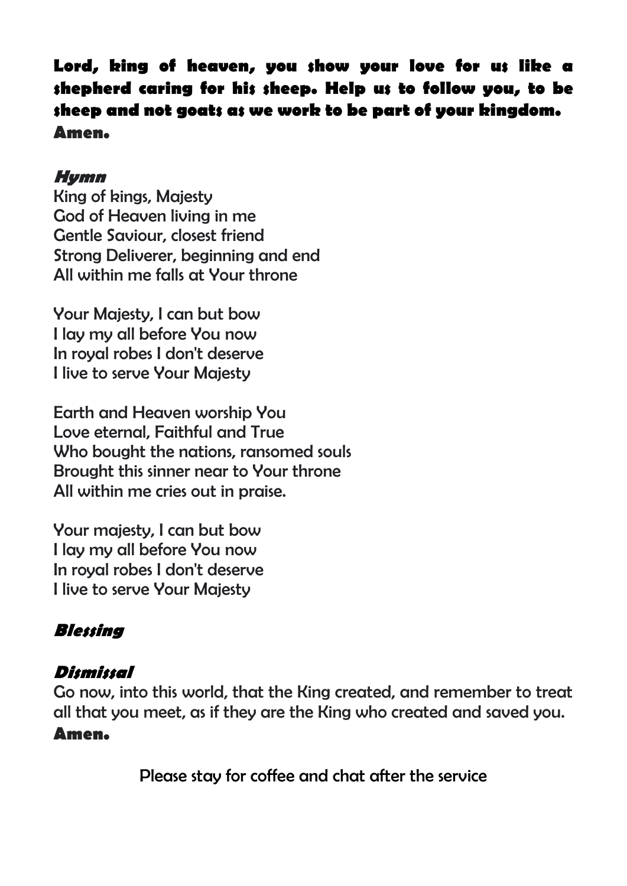**Lord, king of heaven, you show your love for us like a shepherd caring for his sheep. Help us to follow you, to be sheep and not goats as we work to be part of your kingdom. Amen.**

***Hymn***

King of kings, Majesty
God of Heaven living in me
Gentle Saviour, closest friend
Strong Deliverer, beginning and end
All within me falls at Your throne

Your Majesty, I can but bow
I lay my all before You now
In royal robes I don't deserve
I live to serve Your Majesty

Earth and Heaven worship You
Love eternal, Faithful and True
Who bought the nations, ransomed souls
Brought this sinner near to Your throne
All within me cries out in praise.

Your majesty, I can but bow
I lay my all before You now
In royal robes I don't deserve
I live to serve Your Majesty

***Blessing***

***Dismissal***

Go now, into this world, that the King created, and remember to treat all that you meet, as if they are the King who created and saved you.
**Amen.**

Please stay for coffee and chat after the service